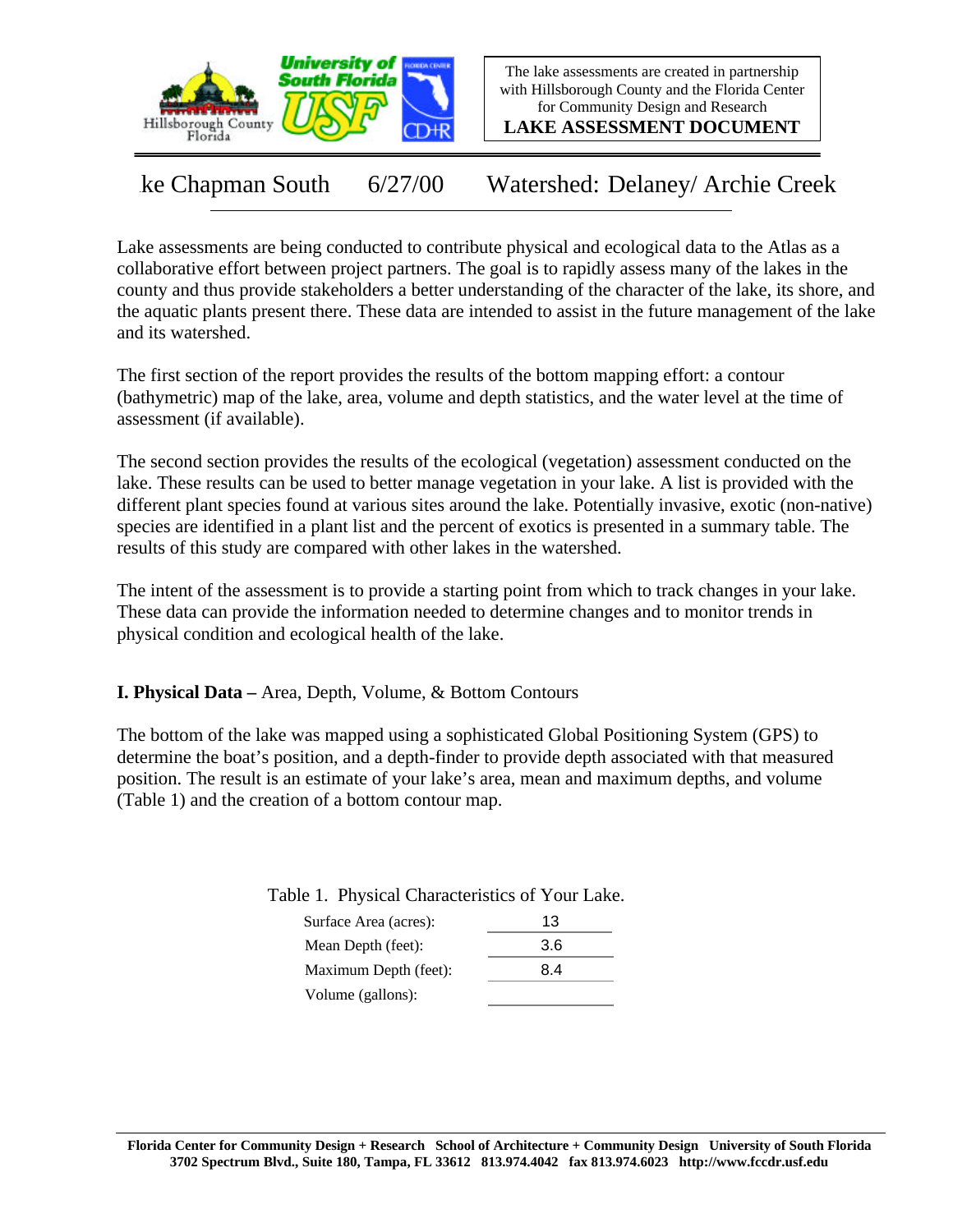The lake assessments are created in partnership with Hillsborough County and the Florida Center for Community Design and Research

**LAKE ASSESSMENT DOCUMENT**

ke Chapman South 6/27/00 Watershed: Delaney/ Archie Creek

Lake assessments are being conducted to contribute physical and ecological data to the Atlas as a collaborative effort between project partners. The goal is to rapidly assess many of the lakes in the county and thus provide stakeholders a better understanding of the character of the lake, its shore, and the aquatic plants present there. These data are intended to assist in the future management of the lake and its watershed.

The first section of the report provides the results of the bottom mapping effort: a contour (bathymetric) map of the lake, area, volume and depth statistics, and the water level at the time of assessment (if available).

The second section provides the results of the ecological (vegetation) assessment conducted on the lake. These results can be used to better manage vegetation in your lake. A list is provided with the different plant species found at various sites around the lake. Potentially invasive, exotic (non-native) species are identified in a plant list and the percent of exotics is presented in a summary table. The results of this study are compared with other lakes in the watershed.

The intent of the assessment is to provide a starting point from which to track changes in your lake. These data can provide the information needed to determine changes and to monitor trends in physical condition and ecological health of the lake.

**I. Physical Data –** Area, Depth, Volume, & Bottom Contours

The bottom of the lake was mapped using a sophisticated Global Positioning System (GPS) to determine the boat's position, and a depth-finder to provide depth associated with that measured position. The result is an estimate of your lake's area, mean and maximum depths, and volume (Table 1) and the creation of a bottom contour map.

Table 1. Physical Characteristics of Your Lake.

| | |
|---|---|
| Surface Area (acres): | 13 |
| Mean Depth (feet): | 3.6 |
| Maximum Depth (feet): | 8.4 |
| Volume (gallons): | |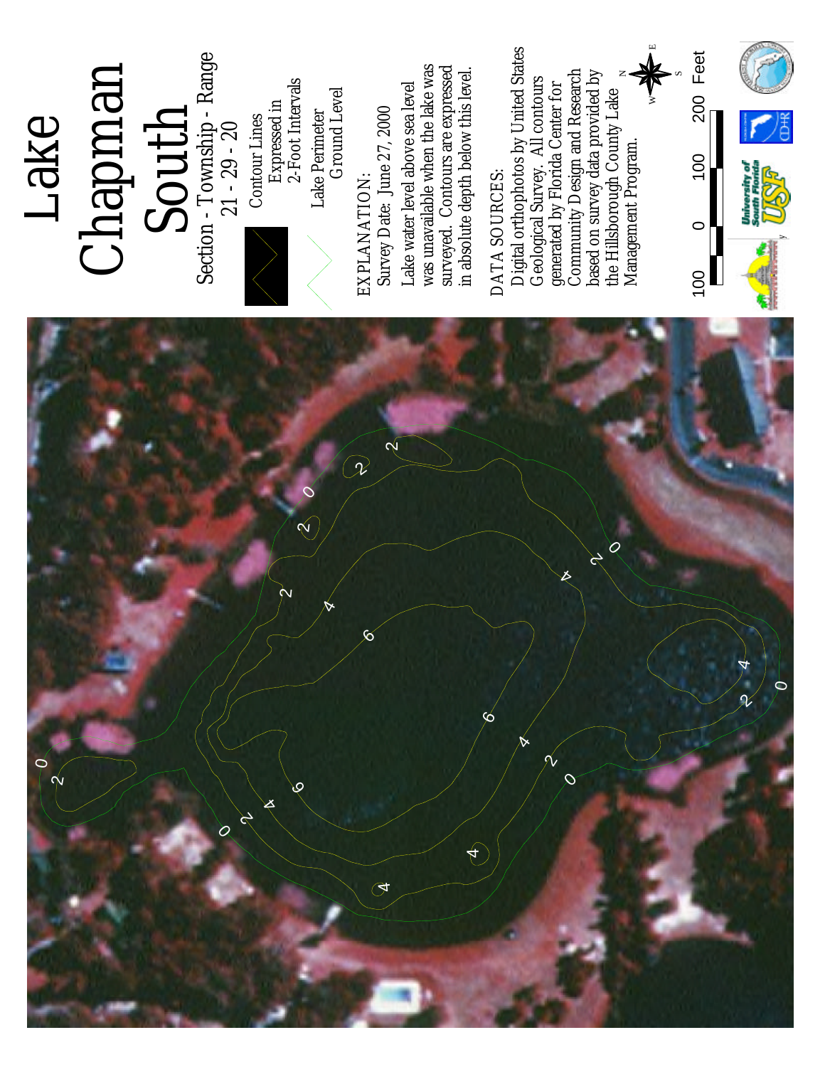# Lake Chapman South

Section - Township - Range
21 - 29 - 20

Contour Lines
Expressed in
2-Foot Intervals

Lake Perimeter
Ground Level

EXPLANATION:
Survey Date: June 27, 2000

Lake water level above sea level was unavailable when the lake was surveyed. Contours are expressed in absolute depth below this level.

DATA SOURCES:
Digital orthophotos by United States Geological Survey. All contours generated by Florida Center for Community Design and Research based on survey data provided by the Hillsborough County Lake Management Program.

100 0 100 200 Feet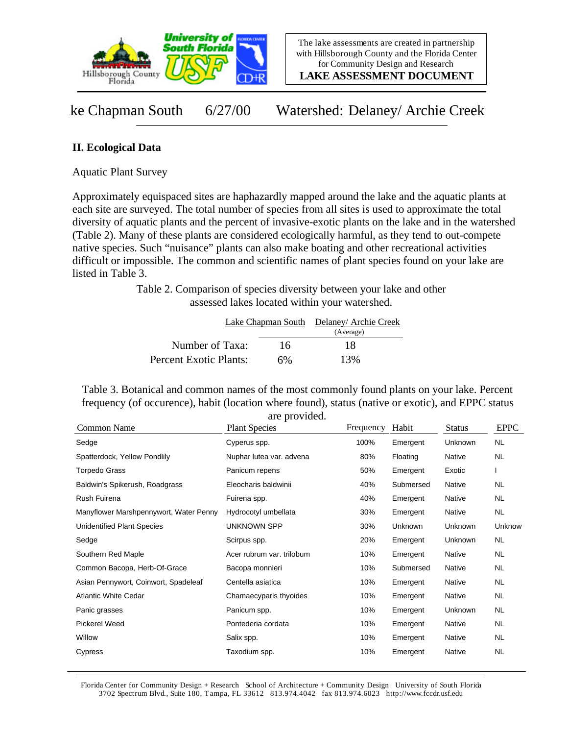ke Chapman South 6/27/00 Watershed: Delaney/ Archie Creek

## II. Ecological Data

Aquatic Plant Survey

Approximately equispaced sites are haphazardly mapped around the lake and the aquatic plants at each site are surveyed. The total number of species from all sites is used to approximate the total diversity of aquatic plants and the percent of invasive-exotic plants on the lake and in the watershed (Table 2). Many of these plants are considered ecologically harmful, as they tend to out-compete native species. Such "nuisance" plants can also make boating and other recreational activities difficult or impossible. The common and scientific names of plant species found on your lake are listed in Table 3.

Table 2. Comparison of species diversity between your lake and other assessed lakes located within your watershed.

| | Lake Chapman South | Delaney/ Archie Creek (Average) |
|---|---|---|
| Number of Taxa: | 16 | 18 |
| Percent Exotic Plants: | 6% | 13% |

Table 3. Botanical and common names of the most commonly found plants on your lake. Percent frequency (of occurence), habit (location where found), status (native or exotic), and EPPC status are provided.

| Common Name | Plant Species | Frequency | Habit | Status | EPPC |
|---|---|---|---|---|---|
| Sedge | Cyperus spp. | 100% | Emergent | Unknown | NL |
| Spatterdock, Yellow Pondlily | Nuphar lutea var. advena | 80% | Floating | Native | NL |
| Torpedo Grass | Panicum repens | 50% | Emergent | Exotic | I |
| Baldwin's Spikerush, Roadgrass | Eleocharis baldwinii | 40% | Submersed | Native | NL |
| Rush Fuirena | Fuirena spp. | 40% | Emergent | Native | NL |
| Manyflower Marshpennywort, Water Penny | Hydrocotyl umbellata | 30% | Emergent | Native | NL |
| Unidentified Plant Species | UNKNOWN SPP | 30% | Unknown | Unknown | Unknow |
| Sedge | Scirpus spp. | 20% | Emergent | Unknown | NL |
| Southern Red Maple | Acer rubrum var. trilobum | 10% | Emergent | Native | NL |
| Common Bacopa, Herb-Of-Grace | Bacopa monnieri | 10% | Submersed | Native | NL |
| Asian Pennywort, Coinwort, Spadeleaf | Centella asiatica | 10% | Emergent | Native | NL |
| Atlantic White Cedar | Chamaecyparis thyoides | 10% | Emergent | Native | NL |
| Panic grasses | Panicum spp. | 10% | Emergent | Unknown | NL |
| Pickerel Weed | Pontederia cordata | 10% | Emergent | Native | NL |
| Willow | Salix spp. | 10% | Emergent | Native | NL |
| Cypress | Taxodium spp. | 10% | Emergent | Native | NL |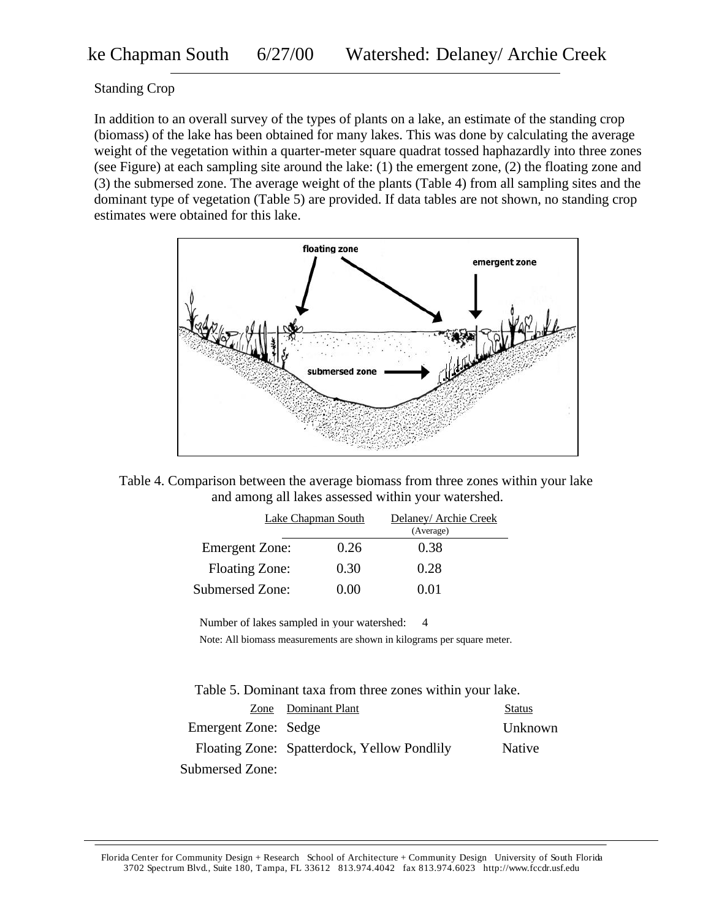## Standing Crop

In addition to an overall survey of the types of plants on a lake, an estimate of the standing crop (biomass) of the lake has been obtained for many lakes. This was done by calculating the average weight of the vegetation within a quarter-meter square quadrat tossed haphazardly into three zones (see Figure) at each sampling site around the lake: (1) the emergent zone, (2) the floating zone and (3) the submersed zone. The average weight of the plants (Table 4) from all sampling sites and the dominant type of vegetation (Table 5) are provided. If data tables are not shown, no standing crop estimates were obtained for this lake.

floating zone

emergent zone

submersed zone

Table 4. Comparison between the average biomass from three zones within your lake and among all lakes assessed within your watershed.

| | Lake Chapman South | Delaney/ Archie Creek (Average) |
|---|---|---|
| Emergent Zone: | 0.26 | 0.38 |
| Floating Zone: | 0.30 | 0.28 |
| Submersed Zone: | 0.00 | 0.01 |

Number of lakes sampled in your watershed: 4

Note: All biomass measurements are shown in kilograms per square meter.

Table 5. Dominant taxa from three zones within your lake.

| Zone | Dominant Plant | Status |
|---|---|---|
| Emergent Zone: | Sedge | Unknown |
| Floating Zone: | Spatterdock, Yellow Pondlily | Native |
| Submersed Zone: | | |